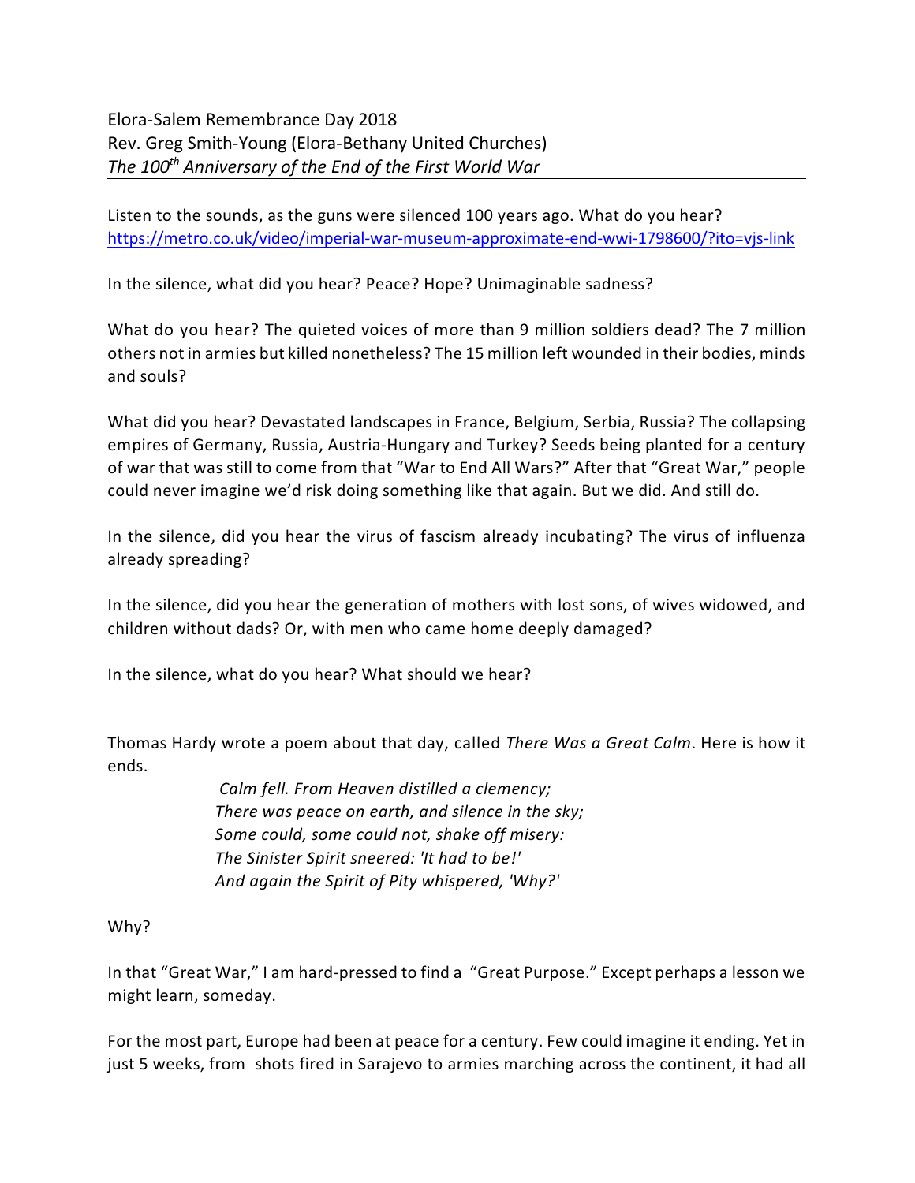Elora-Salem Remembrance Day 2018
Rev. Greg Smith-Young (Elora-Bethany United Churches)
*The 100th Anniversary of the End of the First World War*

---

Listen to the sounds, as the guns were silenced 100 years ago. What do you hear?
https://metro.co.uk/video/imperial-war-museum-approximate-end-wwi-1798600/?ito=vjs-link

In the silence, what did you hear? Peace? Hope? Unimaginable sadness?

What do you hear? The quieted voices of more than 9 million soldiers dead? The 7 million others not in armies but killed nonetheless? The 15 million left wounded in their bodies, minds and souls?

What did you hear? Devastated landscapes in France, Belgium, Serbia, Russia? The collapsing empires of Germany, Russia, Austria-Hungary and Turkey? Seeds being planted for a century of war that was still to come from that "War to End All Wars?" After that "Great War," people could never imagine we'd risk doing something like that again. But we did. And still do.

In the silence, did you hear the virus of fascism already incubating? The virus of influenza already spreading?

In the silence, did you hear the generation of mothers with lost sons, of wives widowed, and children without dads? Or, with men who came home deeply damaged?

In the silence, what do you hear? What should we hear?

Thomas Hardy wrote a poem about that day, called *There Was a Great Calm*. Here is how it ends.

> *Calm fell. From Heaven distilled a clemency;*
> *There was peace on earth, and silence in the sky;*
> *Some could, some could not, shake off misery:*
> *The Sinister Spirit sneered: 'It had to be!'*
> *And again the Spirit of Pity whispered, 'Why?'*

Why?

In that "Great War," I am hard-pressed to find a "Great Purpose." Except perhaps a lesson we might learn, someday.

For the most part, Europe had been at peace for a century. Few could imagine it ending. Yet in just 5 weeks, from shots fired in Sarajevo to armies marching across the continent, it had all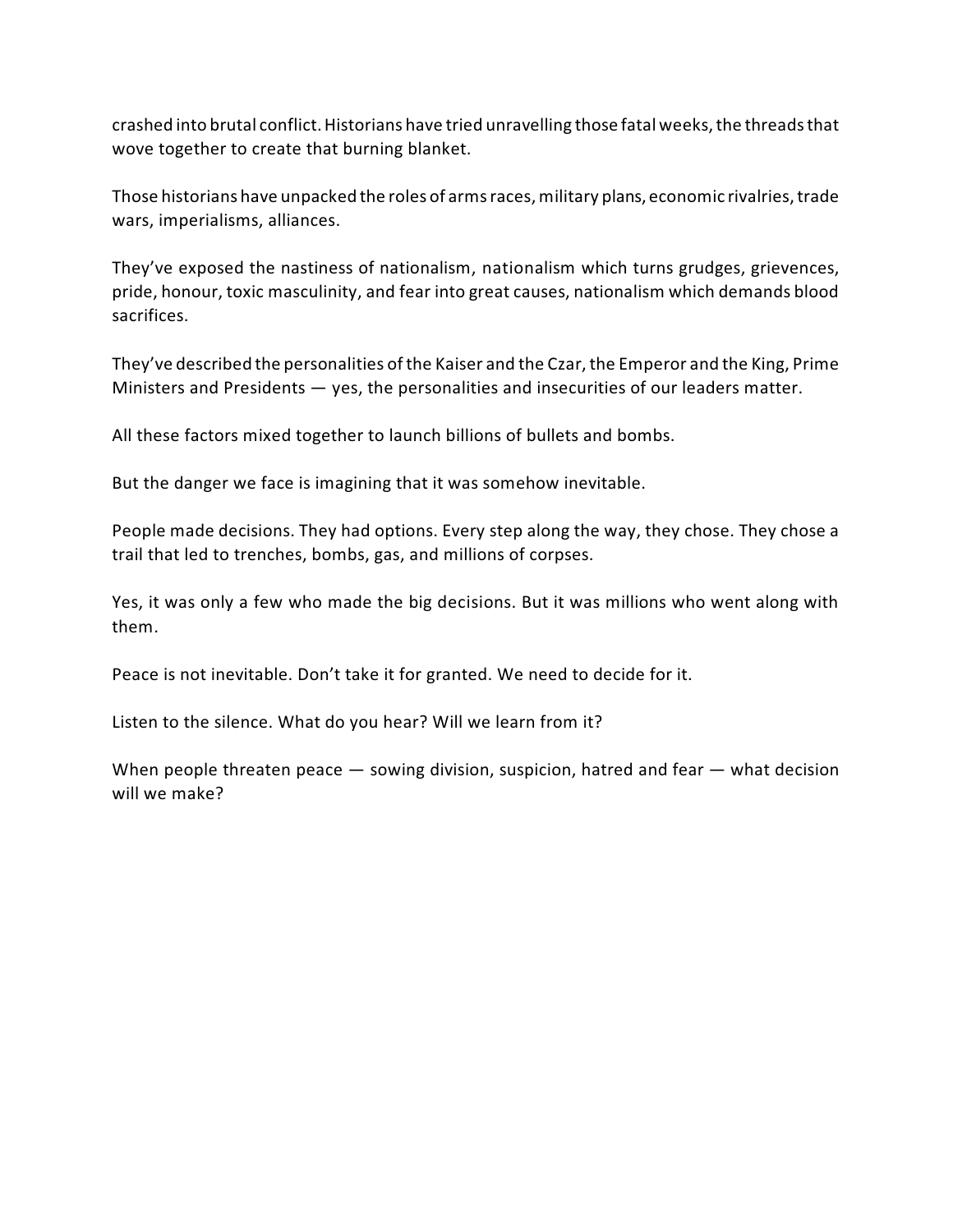crashed into brutal conflict. Historians have tried unravelling those fatal weeks, the threads that wove together to create that burning blanket.

Those historians have unpacked the roles of arms races, military plans, economic rivalries, trade wars, imperialisms, alliances.

They've exposed the nastiness of nationalism, nationalism which turns grudges, grievences, pride, honour, toxic masculinity, and fear into great causes, nationalism which demands blood sacrifices.

They've described the personalities of the Kaiser and the Czar, the Emperor and the King, Prime Ministers and Presidents — yes, the personalities and insecurities of our leaders matter.

All these factors mixed together to launch billions of bullets and bombs.

But the danger we face is imagining that it was somehow inevitable.

People made decisions. They had options. Every step along the way, they chose. They chose a trail that led to trenches, bombs, gas, and millions of corpses.

Yes, it was only a few who made the big decisions. But it was millions who went along with them.

Peace is not inevitable. Don't take it for granted. We need to decide for it.

Listen to the silence. What do you hear? Will we learn from it?

When people threaten peace — sowing division, suspicion, hatred and fear — what decision will we make?